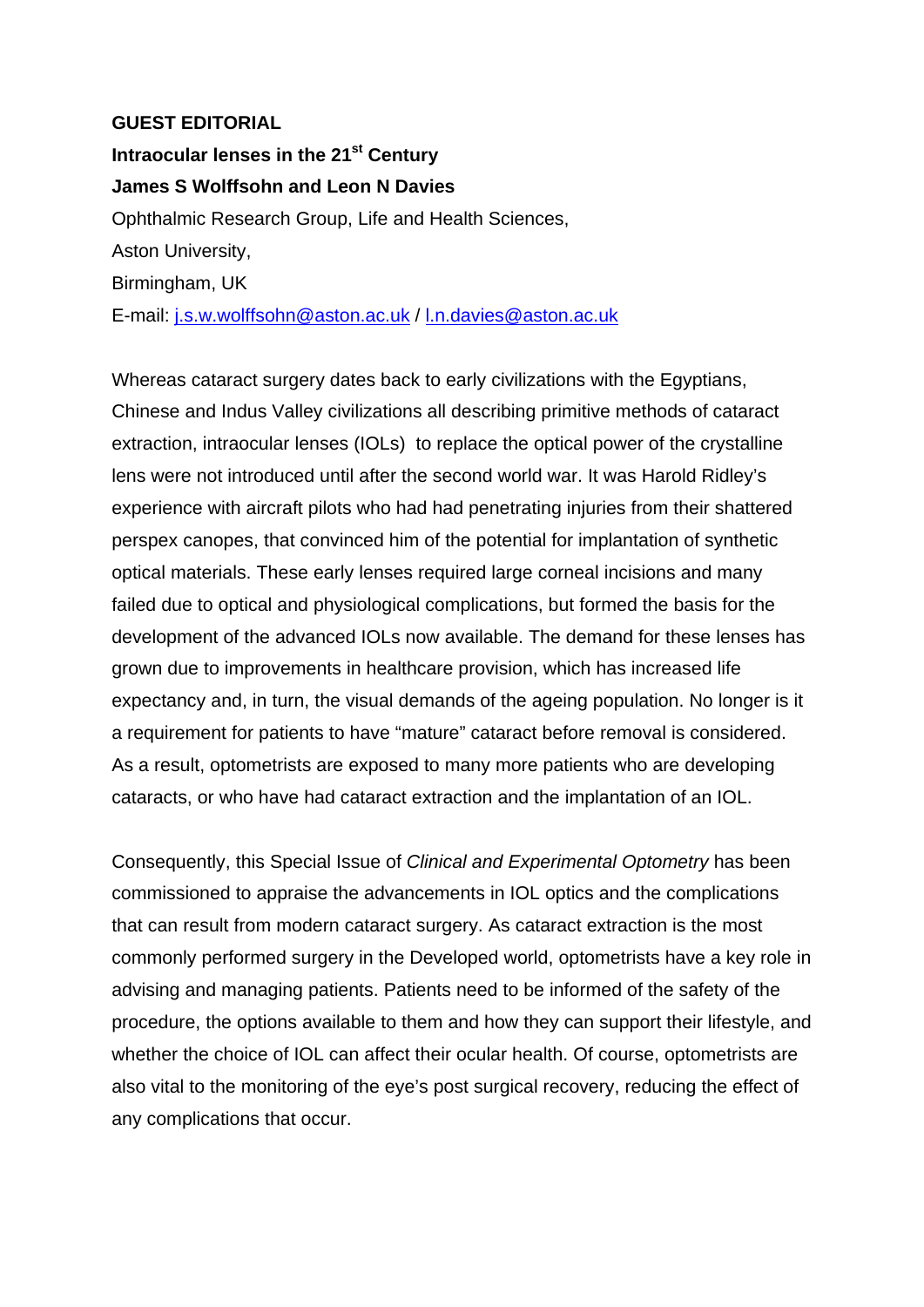**GUEST EDITORIAL**

# Intraocular lenses in the 21st Century

**James S Wolffsohn and Leon N Davies**

Ophthalmic Research Group, Life and Health Sciences,
Aston University,
Birmingham, UK
E-mail: j.s.w.wolffsohn@aston.ac.uk / l.n.davies@aston.ac.uk

Whereas cataract surgery dates back to early civilizations with the Egyptians, Chinese and Indus Valley civilizations all describing primitive methods of cataract extraction, intraocular lenses (IOLs) to replace the optical power of the crystalline lens were not introduced until after the second world war. It was Harold Ridley's experience with aircraft pilots who had had penetrating injuries from their shattered perspex canopes, that convinced him of the potential for implantation of synthetic optical materials. These early lenses required large corneal incisions and many failed due to optical and physiological complications, but formed the basis for the development of the advanced IOLs now available. The demand for these lenses has grown due to improvements in healthcare provision, which has increased life expectancy and, in turn, the visual demands of the ageing population. No longer is it a requirement for patients to have "mature" cataract before removal is considered. As a result, optometrists are exposed to many more patients who are developing cataracts, or who have had cataract extraction and the implantation of an IOL.

Consequently, this Special Issue of *Clinical and Experimental Optometry* has been commissioned to appraise the advancements in IOL optics and the complications that can result from modern cataract surgery. As cataract extraction is the most commonly performed surgery in the Developed world, optometrists have a key role in advising and managing patients. Patients need to be informed of the safety of the procedure, the options available to them and how they can support their lifestyle, and whether the choice of IOL can affect their ocular health. Of course, optometrists are also vital to the monitoring of the eye's post surgical recovery, reducing the effect of any complications that occur.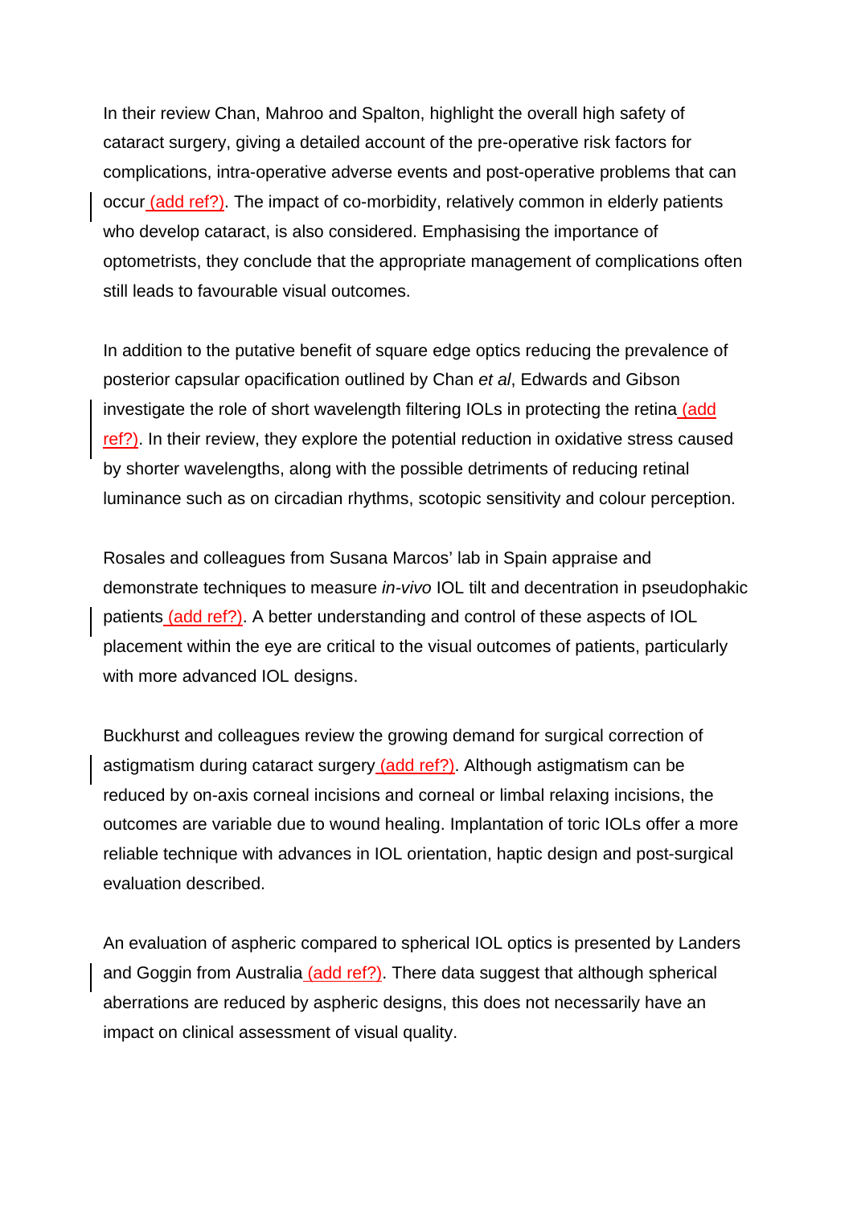In their review Chan, Mahroo and Spalton, highlight the overall high safety of cataract surgery, giving a detailed account of the pre-operative risk factors for complications, intra-operative adverse events and post-operative problems that can occur (add ref?). The impact of co-morbidity, relatively common in elderly patients who develop cataract, is also considered. Emphasising the importance of optometrists, they conclude that the appropriate management of complications often still leads to favourable visual outcomes.

In addition to the putative benefit of square edge optics reducing the prevalence of posterior capsular opacification outlined by Chan *et al*, Edwards and Gibson investigate the role of short wavelength filtering IOLs in protecting the retina (add ref?). In their review, they explore the potential reduction in oxidative stress caused by shorter wavelengths, along with the possible detriments of reducing retinal luminance such as on circadian rhythms, scotopic sensitivity and colour perception.

Rosales and colleagues from Susana Marcos' lab in Spain appraise and demonstrate techniques to measure *in-vivo* IOL tilt and decentration in pseudophakic patients (add ref?). A better understanding and control of these aspects of IOL placement within the eye are critical to the visual outcomes of patients, particularly with more advanced IOL designs.

Buckhurst and colleagues review the growing demand for surgical correction of astigmatism during cataract surgery (add ref?). Although astigmatism can be reduced by on-axis corneal incisions and corneal or limbal relaxing incisions, the outcomes are variable due to wound healing. Implantation of toric IOLs offer a more reliable technique with advances in IOL orientation, haptic design and post-surgical evaluation described.

An evaluation of aspheric compared to spherical IOL optics is presented by Landers and Goggin from Australia (add ref?). There data suggest that although spherical aberrations are reduced by aspheric designs, this does not necessarily have an impact on clinical assessment of visual quality.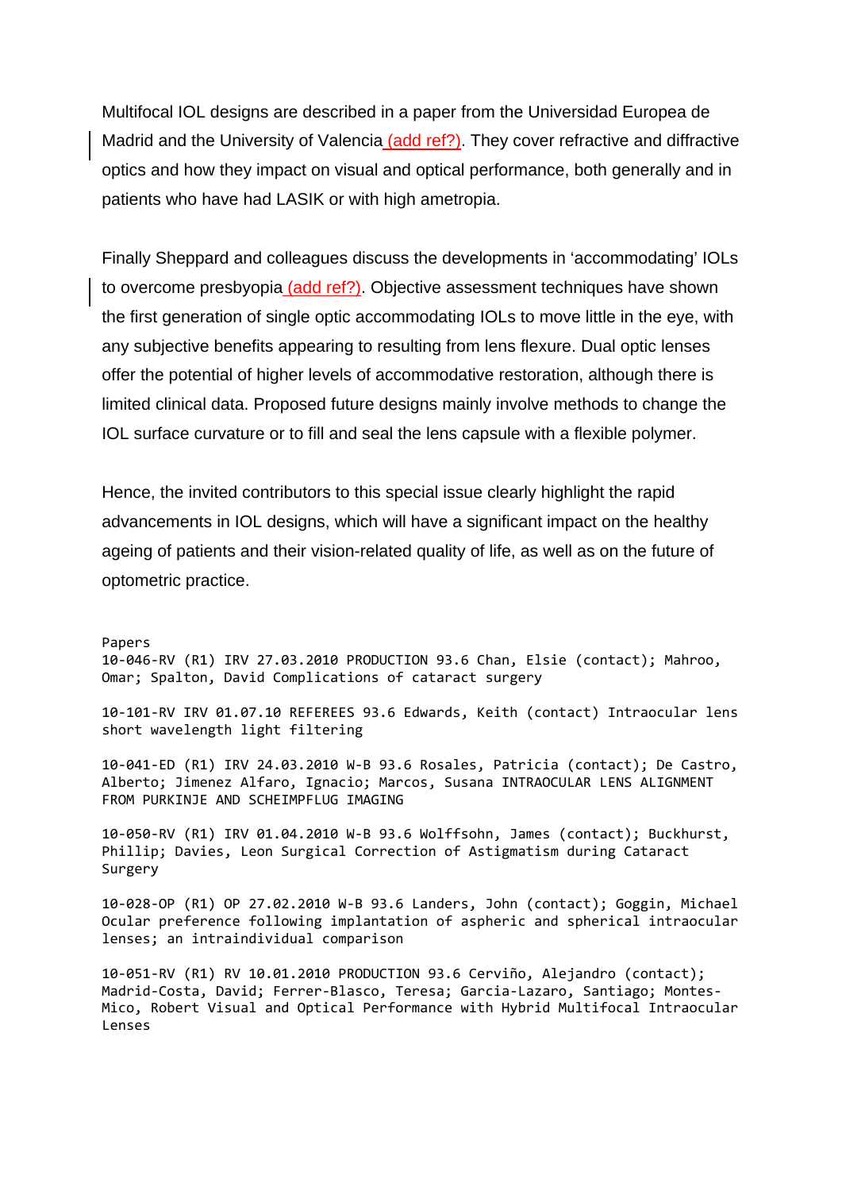Multifocal IOL designs are described in a paper from the Universidad Europea de Madrid and the University of Valencia (add ref?). They cover refractive and diffractive optics and how they impact on visual and optical performance, both generally and in patients who have had LASIK or with high ametropia.

Finally Sheppard and colleagues discuss the developments in 'accommodating' IOLs to overcome presbyopia (add ref?). Objective assessment techniques have shown the first generation of single optic accommodating IOLs to move little in the eye, with any subjective benefits appearing to resulting from lens flexure. Dual optic lenses offer the potential of higher levels of accommodative restoration, although there is limited clinical data. Proposed future designs mainly involve methods to change the IOL surface curvature or to fill and seal the lens capsule with a flexible polymer.

Hence, the invited contributors to this special issue clearly highlight the rapid advancements in IOL designs, which will have a significant impact on the healthy ageing of patients and their vision-related quality of life, as well as on the future of optometric practice.

```
Papers
10-046-RV (R1) IRV 27.03.2010 PRODUCTION 93.6 Chan, Elsie (contact); Mahroo, Omar; Spalton, David Complications of cataract surgery

10-101-RV IRV 01.07.10 REFEREES 93.6 Edwards, Keith (contact) Intraocular lens short wavelength light filtering

10-041-ED (R1) IRV 24.03.2010 W-B 93.6 Rosales, Patricia (contact); De Castro, Alberto; Jimenez Alfaro, Ignacio; Marcos, Susana INTRAOCULAR LENS ALIGNMENT FROM PURKINJE AND SCHEIMPFLUG IMAGING

10-050-RV (R1) IRV 01.04.2010 W-B 93.6 Wolffsohn, James (contact); Buckhurst, Phillip; Davies, Leon Surgical Correction of Astigmatism during Cataract Surgery

10-028-OP (R1) OP 27.02.2010 W-B 93.6 Landers, John (contact); Goggin, Michael Ocular preference following implantation of aspheric and spherical intraocular lenses; an intraindividual comparison

10-051-RV (R1) RV 10.01.2010 PRODUCTION 93.6 Cerviño, Alejandro (contact); Madrid-Costa, David; Ferrer-Blasco, Teresa; Garcia-Lazaro, Santiago; Montes-Mico, Robert Visual and Optical Performance with Hybrid Multifocal Intraocular Lenses
```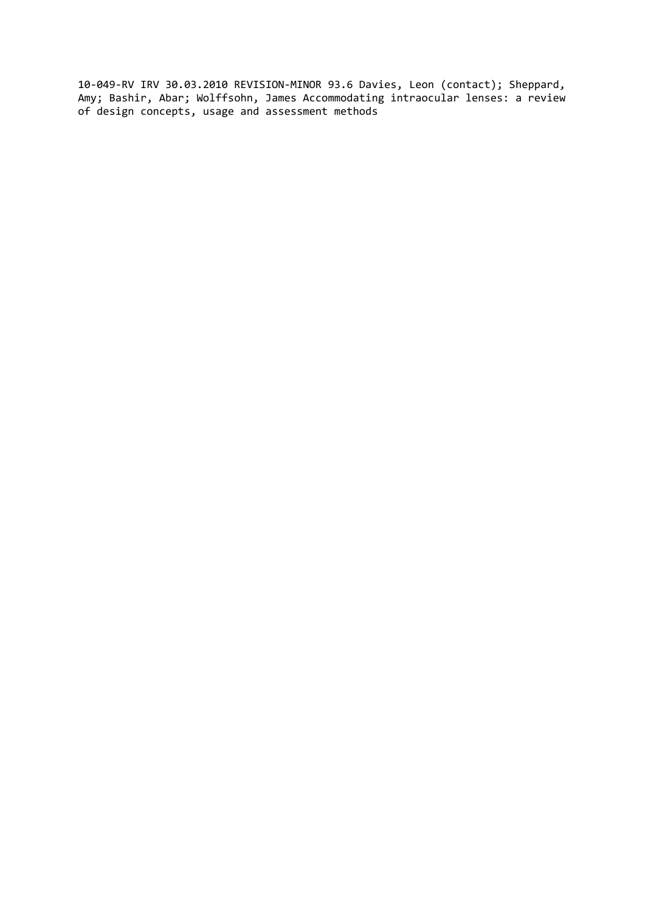10-049-RV IRV 30.03.2010 REVISION-MINOR 93.6 Davies, Leon (contact); Sheppard, Amy; Bashir, Abar; Wolffsohn, James Accommodating intraocular lenses: a review of design concepts, usage and assessment methods